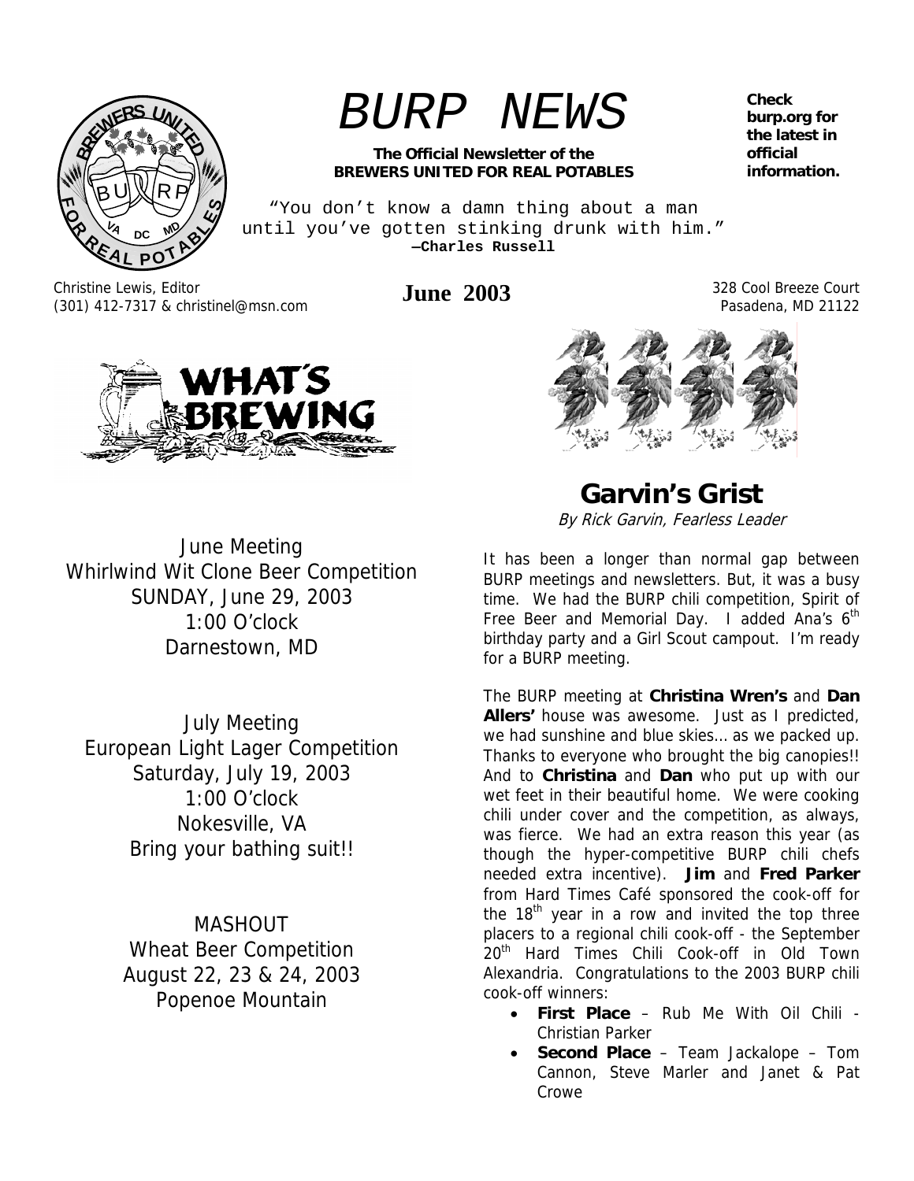# BURP NEWS

**The Official Newsletter of the BREWERS UNITED FOR REAL POTABLES**

"You don't know a damn thing about a man until you've gotten stinking drunk with him."
**—Charles Russell**

**Check burp.org for the latest in official information.**

Christine Lewis, Editor
(301) 412-7317 & christinel@msn.com

**June 2003**

328 Cool Breeze Court
Pasadena, MD 21122

## WHAT'S BREWING

June Meeting
Whirlwind Wit Clone Beer Competition
SUNDAY, June 29, 2003
1:00 O'clock
Darnestown, MD

July Meeting
European Light Lager Competition
Saturday, July 19, 2003
1:00 O'clock
Nokesville, VA
Bring your bathing suit!!

MASHOUT
Wheat Beer Competition
August 22, 23 & 24, 2003
Popenoe Mountain

## Garvin's Grist

*By Rick Garvin, Fearless Leader*

It has been a longer than normal gap between BURP meetings and newsletters. But, it was a busy time. We had the BURP chili competition, Spirit of Free Beer and Memorial Day. I added Ana's 6th birthday party and a Girl Scout campout. I'm ready for a BURP meeting.

The BURP meeting at **Christina Wren's** and **Dan Allers'** house was awesome. Just as I predicted, we had sunshine and blue skies… as we packed up. Thanks to everyone who brought the big canopies!! And to **Christina** and **Dan** who put up with our wet feet in their beautiful home. We were cooking chili under cover and the competition, as always, was fierce. We had an extra reason this year (as though the hyper-competitive BURP chili chefs needed extra incentive). **Jim** and **Fred Parker** from Hard Times Café sponsored the cook-off for the 18th year in a row and invited the top three placers to a regional chili cook-off - the September 20th Hard Times Chili Cook-off in Old Town Alexandria. Congratulations to the 2003 BURP chili cook-off winners:

- **First Place** – Rub Me With Oil Chili - Christian Parker
- **Second Place** – Team Jackalope – Tom Cannon, Steve Marler and Janet & Pat Crowe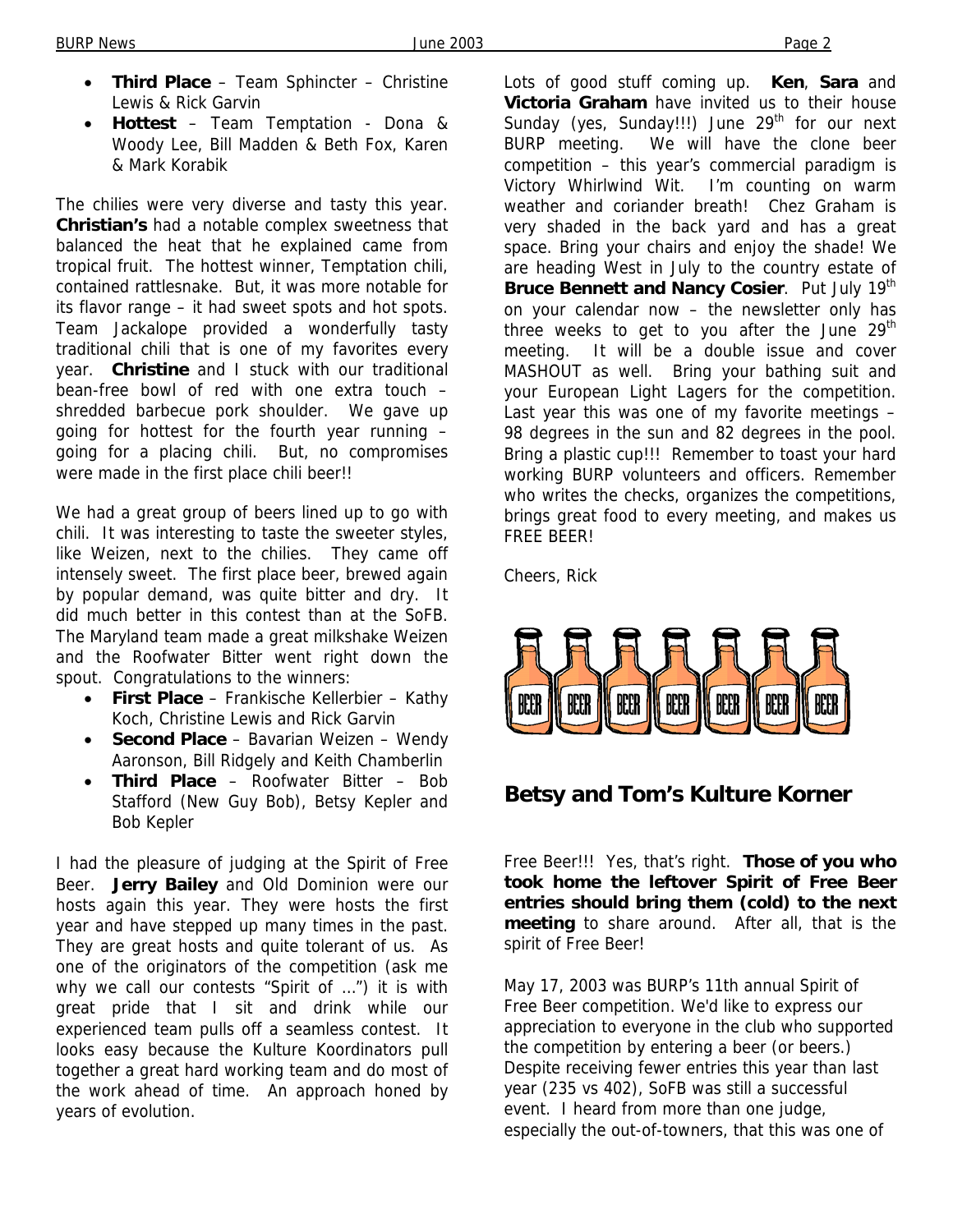- **Third Place** – Team Sphincter – Christine Lewis & Rick Garvin
- **Hottest** – Team Temptation - Dona & Woody Lee, Bill Madden & Beth Fox, Karen & Mark Korabik

The chilies were very diverse and tasty this year. **Christian's** had a notable complex sweetness that balanced the heat that he explained came from tropical fruit. The hottest winner, Temptation chili, contained rattlesnake. But, it was more notable for its flavor range – it had sweet spots and hot spots. Team Jackalope provided a wonderfully tasty traditional chili that is one of my favorites every year. **Christine** and I stuck with our traditional bean-free bowl of red with one extra touch – shredded barbecue pork shoulder. We gave up going for hottest for the fourth year running – going for a placing chili. But, no compromises were made in the first place chili beer!!

We had a great group of beers lined up to go with chili. It was interesting to taste the sweeter styles, like Weizen, next to the chilies. They came off intensely sweet. The first place beer, brewed again by popular demand, was quite bitter and dry. It did much better in this contest than at the SoFB. The Maryland team made a great milkshake Weizen and the Roofwater Bitter went right down the spout. Congratulations to the winners:

- **First Place** – Frankische Kellerbier – Kathy Koch, Christine Lewis and Rick Garvin
- **Second Place** – Bavarian Weizen – Wendy Aaronson, Bill Ridgely and Keith Chamberlin
- **Third Place** – Roofwater Bitter – Bob Stafford (New Guy Bob), Betsy Kepler and Bob Kepler

I had the pleasure of judging at the Spirit of Free Beer. **Jerry Bailey** and Old Dominion were our hosts again this year. They were hosts the first year and have stepped up many times in the past. They are great hosts and quite tolerant of us. As one of the originators of the competition (ask me why we call our contests "Spirit of …") it is with great pride that I sit and drink while our experienced team pulls off a seamless contest. It looks easy because the Kulture Koordinators pull together a great hard working team and do most of the work ahead of time. An approach honed by years of evolution.

Lots of good stuff coming up. **Ken**, **Sara** and **Victoria Graham** have invited us to their house Sunday (yes, Sunday!!!) June 29th for our next BURP meeting. We will have the clone beer competition – this year's commercial paradigm is Victory Whirlwind Wit. I'm counting on warm weather and coriander breath! Chez Graham is very shaded in the back yard and has a great space. Bring your chairs and enjoy the shade! We are heading West in July to the country estate of **Bruce Bennett and Nancy Cosier**. Put July 19th on your calendar now – the newsletter only has three weeks to get to you after the June 29th meeting. It will be a double issue and cover MASHOUT as well. Bring your bathing suit and your European Light Lagers for the competition. Last year this was one of my favorite meetings – 98 degrees in the sun and 82 degrees in the pool. Bring a plastic cup!!! Remember to toast your hard working BURP volunteers and officers. Remember who writes the checks, organizes the competitions, brings great food to every meeting, and makes us FREE BEER!

Cheers, Rick

## Betsy and Tom's Kulture Korner

Free Beer!!! Yes, that's right. **Those of you who took home the leftover Spirit of Free Beer entries should bring them (cold) to the next meeting** to share around. After all, that is the spirit of Free Beer!

May 17, 2003 was BURP's 11th annual Spirit of Free Beer competition. We'd like to express our appreciation to everyone in the club who supported the competition by entering a beer (or beers.) Despite receiving fewer entries this year than last year (235 vs 402), SoFB was still a successful event. I heard from more than one judge, especially the out-of-towners, that this was one of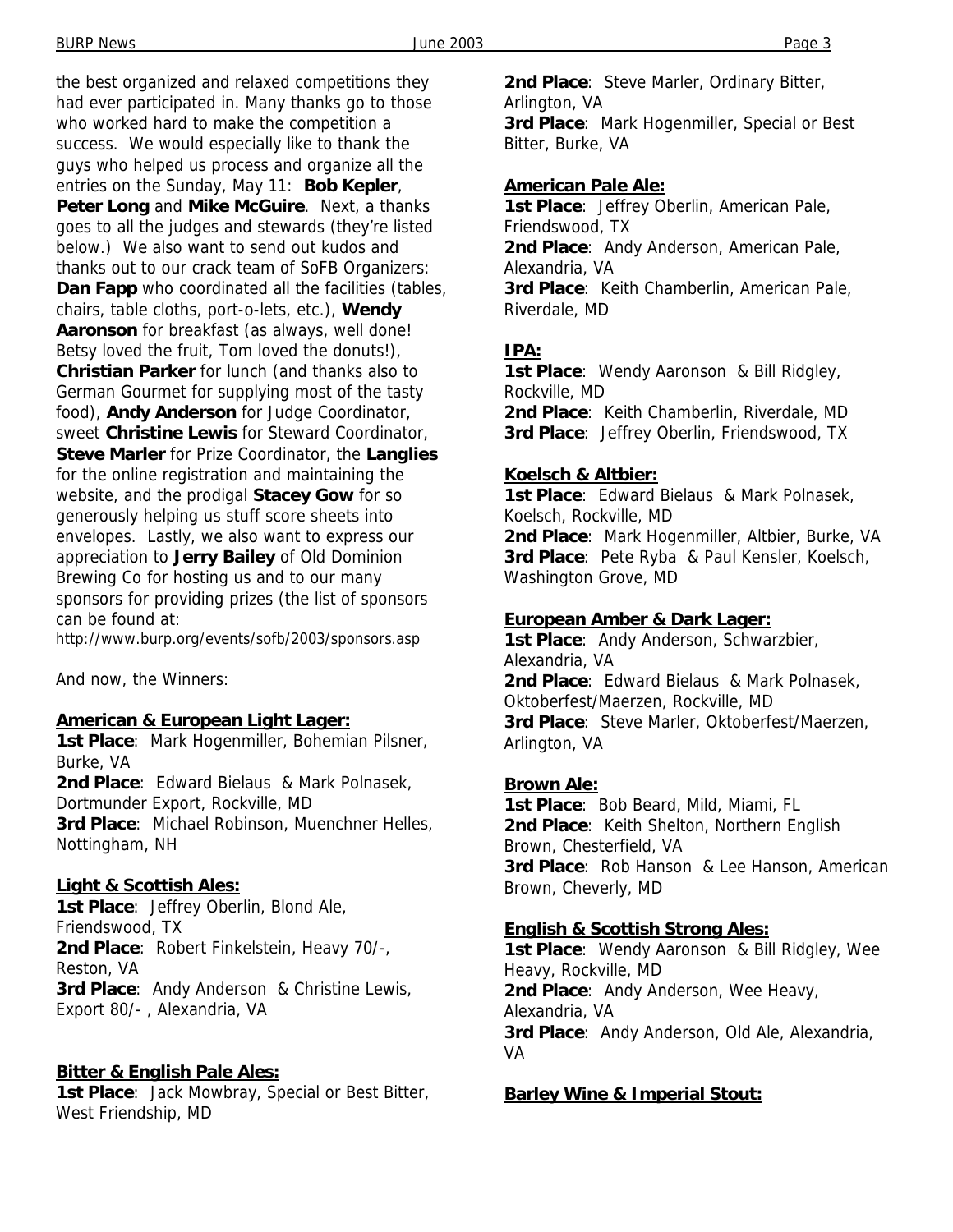the best organized and relaxed competitions they had ever participated in. Many thanks go to those who worked hard to make the competition a success. We would especially like to thank the guys who helped us process and organize all the entries on the Sunday, May 11: **Bob Kepler**, **Peter Long** and **Mike McGuire**. Next, a thanks goes to all the judges and stewards (they're listed below.) We also want to send out kudos and thanks out to our crack team of SoFB Organizers: **Dan Fapp** who coordinated all the facilities (tables, chairs, table cloths, port-o-lets, etc.), **Wendy Aaronson** for breakfast (as always, well done! Betsy loved the fruit, Tom loved the donuts!), **Christian Parker** for lunch (and thanks also to German Gourmet for supplying most of the tasty food), **Andy Anderson** for Judge Coordinator, sweet **Christine Lewis** for Steward Coordinator, **Steve Marler** for Prize Coordinator, the **Langlies** for the online registration and maintaining the website, and the prodigal **Stacey Gow** for so generously helping us stuff score sheets into envelopes. Lastly, we also want to express our appreciation to **Jerry Bailey** of Old Dominion Brewing Co for hosting us and to our many sponsors for providing prizes (the list of sponsors can be found at:
http://www.burp.org/events/sofb/2003/sponsors.asp

And now, the Winners:

**American & European Light Lager:**

**1st Place**: Mark Hogenmiller, Bohemian Pilsner, Burke, VA
**2nd Place**: Edward Bielaus & Mark Polnasek, Dortmunder Export, Rockville, MD
**3rd Place**: Michael Robinson, Muenchner Helles, Nottingham, NH

**Light & Scottish Ales:**

**1st Place**: Jeffrey Oberlin, Blond Ale, Friendswood, TX
**2nd Place**: Robert Finkelstein, Heavy 70/-, Reston, VA
**3rd Place**: Andy Anderson & Christine Lewis, Export 80/- , Alexandria, VA

**Bitter & English Pale Ales:**

**1st Place**: Jack Mowbray, Special or Best Bitter, West Friendship, MD
**2nd Place**: Steve Marler, Ordinary Bitter, Arlington, VA
**3rd Place**: Mark Hogenmiller, Special or Best Bitter, Burke, VA

**American Pale Ale:**

**1st Place**: Jeffrey Oberlin, American Pale, Friendswood, TX
**2nd Place**: Andy Anderson, American Pale, Alexandria, VA
**3rd Place**: Keith Chamberlin, American Pale, Riverdale, MD

**IPA:**

**1st Place**: Wendy Aaronson & Bill Ridgley, Rockville, MD
**2nd Place**: Keith Chamberlin, Riverdale, MD
**3rd Place**: Jeffrey Oberlin, Friendswood, TX

**Koelsch & Altbier:**

**1st Place**: Edward Bielaus & Mark Polnasek, Koelsch, Rockville, MD
**2nd Place**: Mark Hogenmiller, Altbier, Burke, VA
**3rd Place**: Pete Ryba & Paul Kensler, Koelsch, Washington Grove, MD

**European Amber & Dark Lager:**

**1st Place**: Andy Anderson, Schwarzbier, Alexandria, VA
**2nd Place**: Edward Bielaus & Mark Polnasek, Oktoberfest/Maerzen, Rockville, MD
**3rd Place**: Steve Marler, Oktoberfest/Maerzen, Arlington, VA

**Brown Ale:**

**1st Place**: Bob Beard, Mild, Miami, FL
**2nd Place**: Keith Shelton, Northern English Brown, Chesterfield, VA
**3rd Place**: Rob Hanson & Lee Hanson, American Brown, Cheverly, MD

**English & Scottish Strong Ales:**

**1st Place**: Wendy Aaronson & Bill Ridgley, Wee Heavy, Rockville, MD
**2nd Place**: Andy Anderson, Wee Heavy, Alexandria, VA
**3rd Place**: Andy Anderson, Old Ale, Alexandria, VA

**Barley Wine & Imperial Stout:**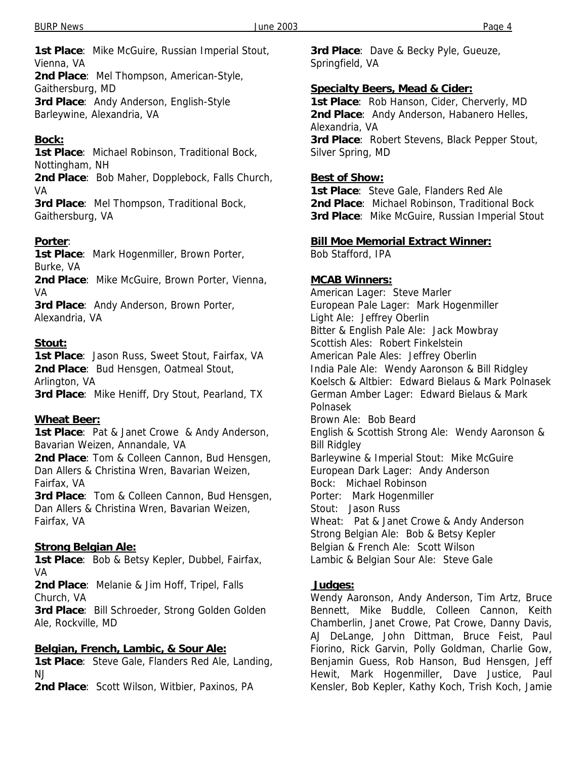**1st Place**: Mike McGuire, Russian Imperial Stout, Vienna, VA
**2nd Place**: Mel Thompson, American-Style, Gaithersburg, MD
**3rd Place**: Andy Anderson, English-Style Barleywine, Alexandria, VA

**Bock:**
**1st Place**: Michael Robinson, Traditional Bock, Nottingham, NH
**2nd Place**: Bob Maher, Dopplebock, Falls Church, VA
**3rd Place**: Mel Thompson, Traditional Bock, Gaithersburg, VA

**Porter**:
**1st Place**: Mark Hogenmiller, Brown Porter, Burke, VA
**2nd Place**: Mike McGuire, Brown Porter, Vienna, VA
**3rd Place**: Andy Anderson, Brown Porter, Alexandria, VA

**Stout:**
**1st Place**: Jason Russ, Sweet Stout, Fairfax, VA
**2nd Place**: Bud Hensgen, Oatmeal Stout, Arlington, VA
**3rd Place**: Mike Heniff, Dry Stout, Pearland, TX

**Wheat Beer:**
**1st Place**: Pat & Janet Crowe & Andy Anderson, Bavarian Weizen, Annandale, VA
**2nd Place**: Tom & Colleen Cannon, Bud Hensgen, Dan Allers & Christina Wren, Bavarian Weizen, Fairfax, VA
**3rd Place**: Tom & Colleen Cannon, Bud Hensgen, Dan Allers & Christina Wren, Bavarian Weizen, Fairfax, VA

**Strong Belgian Ale:**
**1st Place**: Bob & Betsy Kepler, Dubbel, Fairfax, VA
**2nd Place**: Melanie & Jim Hoff, Tripel, Falls Church, VA
**3rd Place**: Bill Schroeder, Strong Golden Golden Ale, Rockville, MD

**Belgian, French, Lambic, & Sour Ale:**
**1st Place**: Steve Gale, Flanders Red Ale, Landing, NJ
**2nd Place**: Scott Wilson, Witbier, Paxinos, PA
**3rd Place**: Dave & Becky Pyle, Gueuze, Springfield, VA

**Specialty Beers, Mead & Cider:**
**1st Place**: Rob Hanson, Cider, Cherverly, MD
**2nd Place**: Andy Anderson, Habanero Helles, Alexandria, VA
**3rd Place**: Robert Stevens, Black Pepper Stout, Silver Spring, MD

**Best of Show:**
**1st Place**: Steve Gale, Flanders Red Ale
**2nd Place**: Michael Robinson, Traditional Bock
**3rd Place**: Mike McGuire, Russian Imperial Stout

**Bill Moe Memorial Extract Winner:**
Bob Stafford, IPA

**MCAB Winners:**
American Lager: Steve Marler
European Pale Lager: Mark Hogenmiller
Light Ale: Jeffrey Oberlin
Bitter & English Pale Ale: Jack Mowbray
Scottish Ales: Robert Finkelstein
American Pale Ales: Jeffrey Oberlin
India Pale Ale: Wendy Aaronson & Bill Ridgley
Koelsch & Altbier: Edward Bielaus & Mark Polnasek
German Amber Lager: Edward Bielaus & Mark Polnasek
Brown Ale: Bob Beard
English & Scottish Strong Ale: Wendy Aaronson & Bill Ridgley
Barleywine & Imperial Stout: Mike McGuire
European Dark Lager: Andy Anderson
Bock: Michael Robinson
Porter: Mark Hogenmiller
Stout: Jason Russ
Wheat: Pat & Janet Crowe & Andy Anderson
Strong Belgian Ale: Bob & Betsy Kepler
Belgian & French Ale: Scott Wilson
Lambic & Belgian Sour Ale: Steve Gale

**Judges:**
Wendy Aaronson, Andy Anderson, Tim Artz, Bruce Bennett, Mike Buddle, Colleen Cannon, Keith Chamberlin, Janet Crowe, Pat Crowe, Danny Davis, AJ DeLange, John Dittman, Bruce Feist, Paul Fiorino, Rick Garvin, Polly Goldman, Charlie Gow, Benjamin Guess, Rob Hanson, Bud Hensgen, Jeff Hewit, Mark Hogenmiller, Dave Justice, Paul Kensler, Bob Kepler, Kathy Koch, Trish Koch, Jamie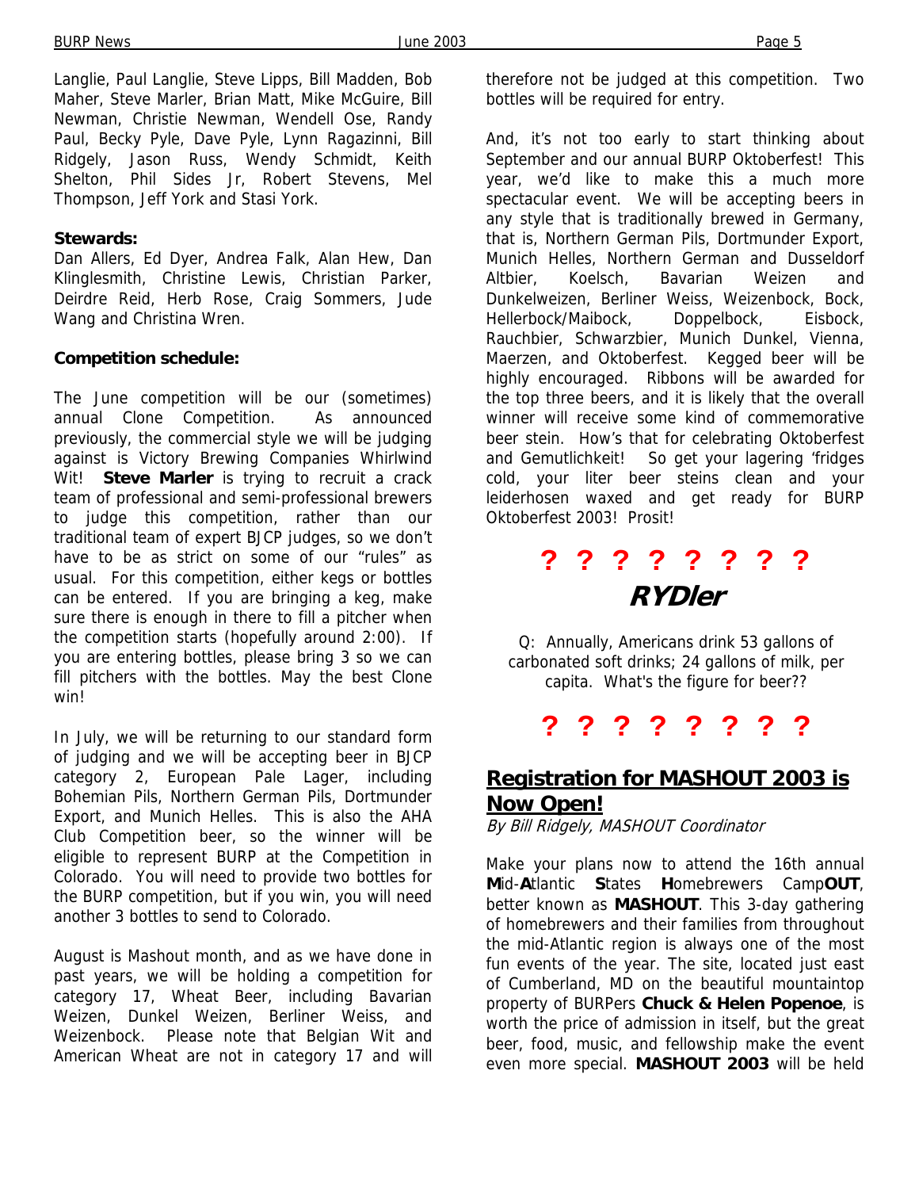Langlie, Paul Langlie, Steve Lipps, Bill Madden, Bob Maher, Steve Marler, Brian Matt, Mike McGuire, Bill Newman, Christie Newman, Wendell Ose, Randy Paul, Becky Pyle, Dave Pyle, Lynn Ragazinni, Bill Ridgely, Jason Russ, Wendy Schmidt, Keith Shelton, Phil Sides Jr, Robert Stevens, Mel Thompson, Jeff York and Stasi York.

**Stewards:**
Dan Allers, Ed Dyer, Andrea Falk, Alan Hew, Dan Klinglesmith, Christine Lewis, Christian Parker, Deirdre Reid, Herb Rose, Craig Sommers, Jude Wang and Christina Wren.

**Competition schedule:**

The June competition will be our (sometimes) annual Clone Competition. As announced previously, the commercial style we will be judging against is Victory Brewing Companies Whirlwind Wit! **Steve Marler** is trying to recruit a crack team of professional and semi-professional brewers to judge this competition, rather than our traditional team of expert BJCP judges, so we don't have to be as strict on some of our "rules" as usual. For this competition, either kegs or bottles can be entered. If you are bringing a keg, make sure there is enough in there to fill a pitcher when the competition starts (hopefully around 2:00). If you are entering bottles, please bring 3 so we can fill pitchers with the bottles. May the best Clone win!

In July, we will be returning to our standard form of judging and we will be accepting beer in BJCP category 2, European Pale Lager, including Bohemian Pils, Northern German Pils, Dortmunder Export, and Munich Helles. This is also the AHA Club Competition beer, so the winner will be eligible to represent BURP at the Competition in Colorado. You will need to provide two bottles for the BURP competition, but if you win, you will need another 3 bottles to send to Colorado.

August is Mashout month, and as we have done in past years, we will be holding a competition for category 17, Wheat Beer, including Bavarian Weizen, Dunkel Weizen, Berliner Weiss, and Weizenbock. Please note that Belgian Wit and American Wheat are not in category 17 and will therefore not be judged at this competition. Two bottles will be required for entry.

And, it's not too early to start thinking about September and our annual BURP Oktoberfest! This year, we'd like to make this a much more spectacular event. We will be accepting beers in any style that is traditionally brewed in Germany, that is, Northern German Pils, Dortmunder Export, Munich Helles, Northern German and Dusseldorf Altbier, Koelsch, Bavarian Weizen and Dunkelweizen, Berliner Weiss, Weizenbock, Bock, Hellerbock/Maibock, Doppelbock, Eisbock, Rauchbier, Schwarzbier, Munich Dunkel, Vienna, Maerzen, and Oktoberfest. Kegged beer will be highly encouraged. Ribbons will be awarded for the top three beers, and it is likely that the overall winner will receive some kind of commemorative beer stein. How's that for celebrating Oktoberfest and Gemutlichkeit! So get your lagering 'fridges cold, your liter beer steins clean and your leiderhosen waxed and get ready for BURP Oktoberfest 2003! Prosit!

**? ? ? ? ? ? ? ?**

## RYDler

Q: Annually, Americans drink 53 gallons of carbonated soft drinks; 24 gallons of milk, per capita. What's the figure for beer??

**? ? ? ? ? ? ? ?**

## Registration for MASHOUT 2003 is Now Open!

*By Bill Ridgely, MASHOUT Coordinator*

Make your plans now to attend the 16th annual **M**id-**A**tlantic **S**tates **H**omebrewers Camp**OUT**, better known as **MASHOUT**. This 3-day gathering of homebrewers and their families from throughout the mid-Atlantic region is always one of the most fun events of the year. The site, located just east of Cumberland, MD on the beautiful mountaintop property of BURPers **Chuck & Helen Popenoe**, is worth the price of admission in itself, but the great beer, food, music, and fellowship make the event even more special. **MASHOUT 2003** will be held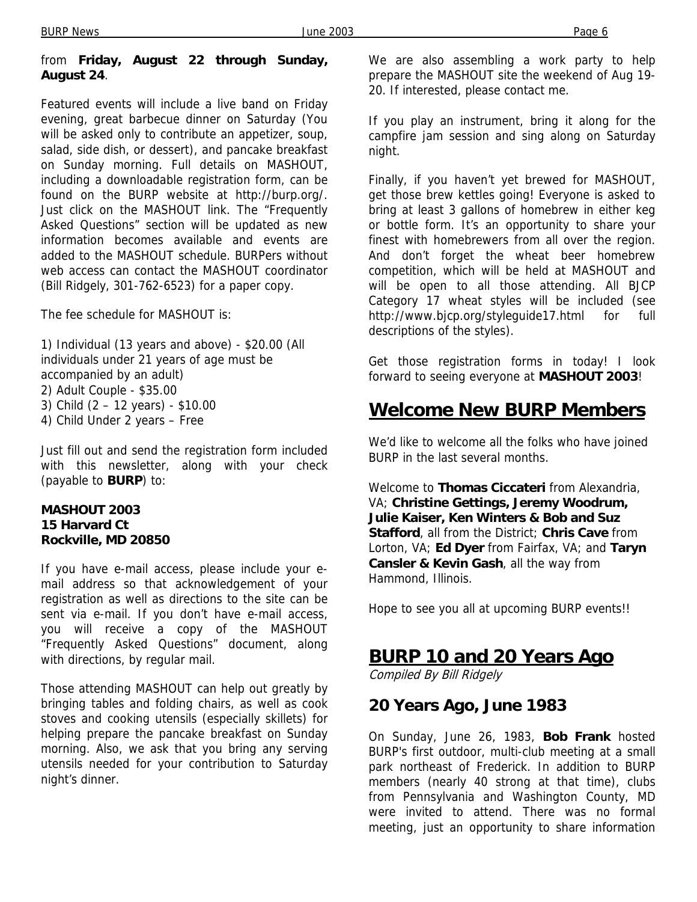from **Friday, August 22 through Sunday, August 24**.

Featured events will include a live band on Friday evening, great barbecue dinner on Saturday (You will be asked only to contribute an appetizer, soup, salad, side dish, or dessert), and pancake breakfast on Sunday morning. Full details on MASHOUT, including a downloadable registration form, can be found on the BURP website at http://burp.org/. Just click on the MASHOUT link. The "Frequently Asked Questions" section will be updated as new information becomes available and events are added to the MASHOUT schedule. BURPers without web access can contact the MASHOUT coordinator (Bill Ridgely, 301-762-6523) for a paper copy.

The fee schedule for MASHOUT is:

1) Individual (13 years and above) - $20.00 (All individuals under 21 years of age must be accompanied by an adult)
2) Adult Couple - $35.00
3) Child (2 – 12 years) - $10.00
4) Child Under 2 years – Free

Just fill out and send the registration form included with this newsletter, along with your check (payable to **BURP**) to:

**MASHOUT 2003**
**15 Harvard Ct**
**Rockville, MD 20850**

If you have e-mail access, please include your e-mail address so that acknowledgement of your registration as well as directions to the site can be sent via e-mail. If you don't have e-mail access, you will receive a copy of the MASHOUT "Frequently Asked Questions" document, along with directions, by regular mail.

Those attending MASHOUT can help out greatly by bringing tables and folding chairs, as well as cook stoves and cooking utensils (especially skillets) for helping prepare the pancake breakfast on Sunday morning. Also, we ask that you bring any serving utensils needed for your contribution to Saturday night's dinner.

We are also assembling a work party to help prepare the MASHOUT site the weekend of Aug 19-20. If interested, please contact me.

If you play an instrument, bring it along for the campfire jam session and sing along on Saturday night.

Finally, if you haven't yet brewed for MASHOUT, get those brew kettles going! Everyone is asked to bring at least 3 gallons of homebrew in either keg or bottle form. It's an opportunity to share your finest with homebrewers from all over the region. And don't forget the wheat beer homebrew competition, which will be held at MASHOUT and will be open to all those attending. All BJCP Category 17 wheat styles will be included (see http://www.bjcp.org/styleguide17.html for full descriptions of the styles).

Get those registration forms in today! I look forward to seeing everyone at **MASHOUT 2003**!

## Welcome New BURP Members

We'd like to welcome all the folks who have joined BURP in the last several months.

Welcome to **Thomas Ciccateri** from Alexandria, VA; **Christine Gettings, Jeremy Woodrum, Julie Kaiser, Ken Winters & Bob and Suz Stafford**, all from the District; **Chris Cave** from Lorton, VA; **Ed Dyer** from Fairfax, VA; and **Taryn Cansler & Kevin Gash**, all the way from Hammond, Illinois.

Hope to see you all at upcoming BURP events!!

## BURP 10 and 20 Years Ago

*Compiled By Bill Ridgely*

### 20 Years Ago, June 1983

On Sunday, June 26, 1983, **Bob Frank** hosted BURP's first outdoor, multi-club meeting at a small park northeast of Frederick. In addition to BURP members (nearly 40 strong at that time), clubs from Pennsylvania and Washington County, MD were invited to attend. There was no formal meeting, just an opportunity to share information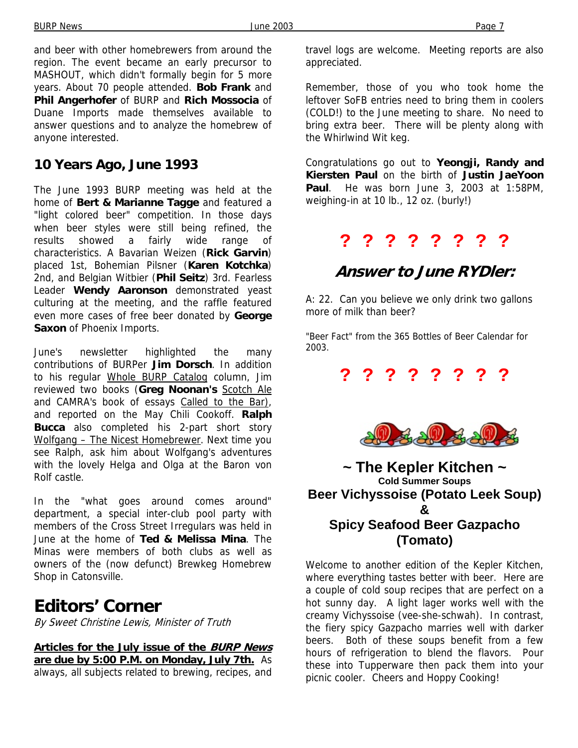and beer with other homebrewers from around the region. The event became an early precursor to MASHOUT, which didn't formally begin for 5 more years. About 70 people attended. **Bob Frank** and **Phil Angerhofer** of BURP and **Rich Mossocia** of Duane Imports made themselves available to answer questions and to analyze the homebrew of anyone interested.

## 10 Years Ago, June 1993

The June 1993 BURP meeting was held at the home of **Bert & Marianne Tagge** and featured a "light colored beer" competition. In those days when beer styles were still being refined, the results showed a fairly wide range of characteristics. A Bavarian Weizen (**Rick Garvin**) placed 1st, Bohemian Pilsner (**Karen Kotchka**) 2nd, and Belgian Witbier (**Phil Seitz**) 3rd. Fearless Leader **Wendy Aaronson** demonstrated yeast culturing at the meeting, and the raffle featured even more cases of free beer donated by **George Saxon** of Phoenix Imports.

June's newsletter highlighted the many contributions of BURPer **Jim Dorsch**. In addition to his regular Whole BURP Catalog column, Jim reviewed two books (**Greg Noonan's** Scotch Ale and CAMRA's book of essays Called to the Bar), and reported on the May Chili Cookoff. **Ralph Bucca** also completed his 2-part short story Wolfgang – The Nicest Homebrewer. Next time you see Ralph, ask him about Wolfgang's adventures with the lovely Helga and Olga at the Baron von Rolf castle.

In the "what goes around comes around" department, a special inter-club pool party with members of the Cross Street Irregulars was held in June at the home of **Ted & Melissa Mina**. The Minas were members of both clubs as well as owners of the (now defunct) Brewkeg Homebrew Shop in Catonsville.

# Editors' Corner

*By Sweet Christine Lewis, Minister of Truth*

**Articles for the July issue of the *BURP News* are due by 5:00 P.M. on Monday, July 7th.** As always, all subjects related to brewing, recipes, and travel logs are welcome. Meeting reports are also appreciated.

Remember, those of you who took home the leftover SoFB entries need to bring them in coolers (COLD!) to the June meeting to share. No need to bring extra beer. There will be plenty along with the Whirlwind Wit keg.

Congratulations go out to **Yeongji, Randy and Kiersten Paul** on the birth of **Justin JaeYoon Paul**. He was born June 3, 2003 at 1:58PM, weighing-in at 10 lb., 12 oz. (burly!)

**? ? ? ? ? ? ? ?**

## Answer to June RYDler:

A: 22. Can you believe we only drink two gallons more of milk than beer?

"Beer Fact" from the 365 Bottles of Beer Calendar for 2003.

**? ? ? ? ? ? ? ?**

## ~ The Kepler Kitchen ~

**Cold Summer Soups**

### Beer Vichyssoise (Potato Leek Soup) & Spicy Seafood Beer Gazpacho (Tomato)

Welcome to another edition of the Kepler Kitchen, where everything tastes better with beer. Here are a couple of cold soup recipes that are perfect on a hot sunny day. A light lager works well with the creamy Vichyssoise (vee-she-schwah). In contrast, the fiery spicy Gazpacho marries well with darker beers. Both of these soups benefit from a few hours of refrigeration to blend the flavors. Pour these into Tupperware then pack them into your picnic cooler. Cheers and Hoppy Cooking!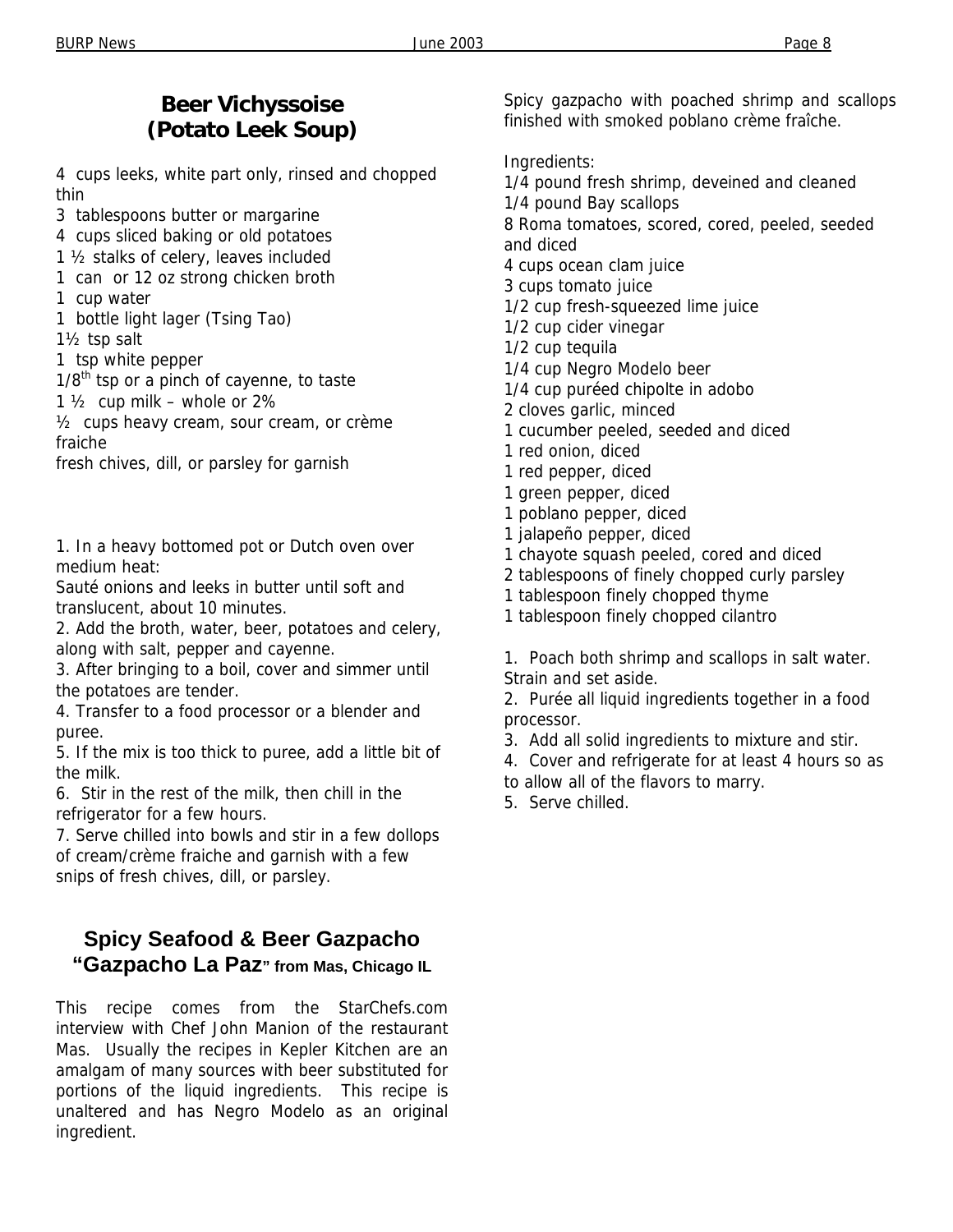## Beer Vichyssoise (Potato Leek Soup)

4 cups leeks, white part only, rinsed and chopped thin
3 tablespoons butter or margarine
4 cups sliced baking or old potatoes
1 ½ stalks of celery, leaves included
1 can or 12 oz strong chicken broth
1 cup water
1 bottle light lager (Tsing Tao)
1½ tsp salt
1 tsp white pepper
1/8th tsp or a pinch of cayenne, to taste
1 ½ cup milk – whole or 2%
½ cups heavy cream, sour cream, or crème fraiche
fresh chives, dill, or parsley for garnish

1. In a heavy bottomed pot or Dutch oven over medium heat:
Sauté onions and leeks in butter until soft and translucent, about 10 minutes.
2. Add the broth, water, beer, potatoes and celery, along with salt, pepper and cayenne.
3. After bringing to a boil, cover and simmer until the potatoes are tender.
4. Transfer to a food processor or a blender and puree.
5. If the mix is too thick to puree, add a little bit of the milk.
6. Stir in the rest of the milk, then chill in the refrigerator for a few hours.
7. Serve chilled into bowls and stir in a few dollops of cream/crème fraiche and garnish with a few snips of fresh chives, dill, or parsley.

## Spicy Seafood & Beer Gazpacho "Gazpacho La Paz" from Mas, Chicago IL

This recipe comes from the StarChefs.com interview with Chef John Manion of the restaurant Mas. Usually the recipes in Kepler Kitchen are an amalgam of many sources with beer substituted for portions of the liquid ingredients. This recipe is unaltered and has Negro Modelo as an original ingredient.

Spicy gazpacho with poached shrimp and scallops finished with smoked poblano crème fraîche.

Ingredients:
1/4 pound fresh shrimp, deveined and cleaned
1/4 pound Bay scallops
8 Roma tomatoes, scored, cored, peeled, seeded and diced
4 cups ocean clam juice
3 cups tomato juice
1/2 cup fresh-squeezed lime juice
1/2 cup cider vinegar
1/2 cup tequila
1/4 cup Negro Modelo beer
1/4 cup puréed chipolte in adobo
2 cloves garlic, minced
1 cucumber peeled, seeded and diced
1 red onion, diced
1 red pepper, diced
1 green pepper, diced
1 poblano pepper, diced
1 jalapeño pepper, diced
1 chayote squash peeled, cored and diced
2 tablespoons of finely chopped curly parsley
1 tablespoon finely chopped thyme
1 tablespoon finely chopped cilantro

1. Poach both shrimp and scallops in salt water. Strain and set aside.
2. Purée all liquid ingredients together in a food processor.
3. Add all solid ingredients to mixture and stir.
4. Cover and refrigerate for at least 4 hours so as to allow all of the flavors to marry.
5. Serve chilled.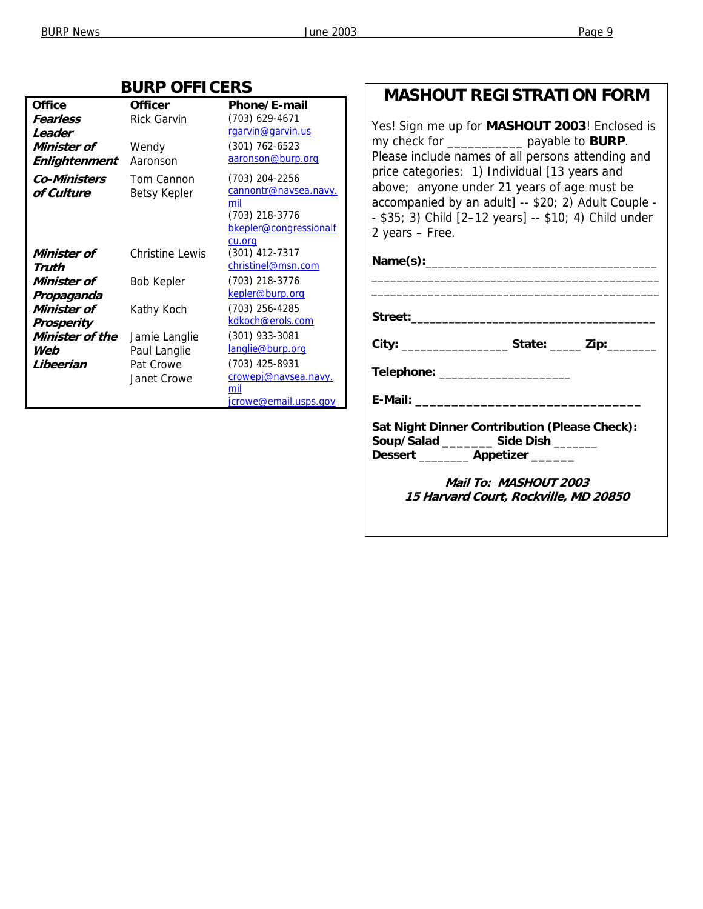## BURP OFFICERS

| Office | Officer | Phone/E-mail |
|---|---|---|
| ***Fearless Leader*** | Rick Garvin | (703) 629-4671 rgarvin@garvin.us |
| ***Minister of Enlightenment*** | Wendy Aaronson | (301) 762-6523 aaronson@burp.org |
| ***Co-Ministers of Culture*** | Tom Cannon<br>Betsy Kepler | (703) 204-2256 cannontr@navsea.navy.mil<br>(703) 218-3776 bkepler@congressionalfcu.org |
| ***Minister of Truth*** | Christine Lewis | (301) 412-7317 christinel@msn.com |
| ***Minister of Propaganda*** | Bob Kepler | (703) 218-3776 kepler@burp.org |
| ***Minister of Prosperity*** | Kathy Koch | (703) 256-4285 kdkoch@erols.com |
| ***Minister of the Web*** | Jamie Langlie<br>Paul Langlie | (301) 933-3081 langlie@burp.org |
| ***Libeerian*** | Pat Crowe<br>Janet Crowe | (703) 425-8931 crowepj@navsea.navy.mil<br>jcrowe@email.usps.gov |

## MASHOUT REGISTRATION FORM

Yes! Sign me up for **MASHOUT 2003**! Enclosed is my check for ___________ payable to **BURP**. Please include names of all persons attending and price categories: 1) Individual [13 years and above; anyone under 21 years of age must be accompanied by an adult] -- $20; 2) Adult Couple -- $35; 3) Child [2–12 years] -- $10; 4) Child under 2 years – Free.

**Name(s):**___________________________________

_____________________________________________

_____________________________________________

**Street:**_____________________________________

**City:** ________________ **State:** _____ **Zip:**_______

**Telephone:** ____________________

**E-Mail:** ______________________________

**Sat Night Dinner Contribution (Please Check):**
**Soup/Salad** _______ **Side Dish** _______
**Dessert** _______ **Appetizer** ______

***Mail To: MASHOUT 2003***
***15 Harvard Court, Rockville, MD 20850***